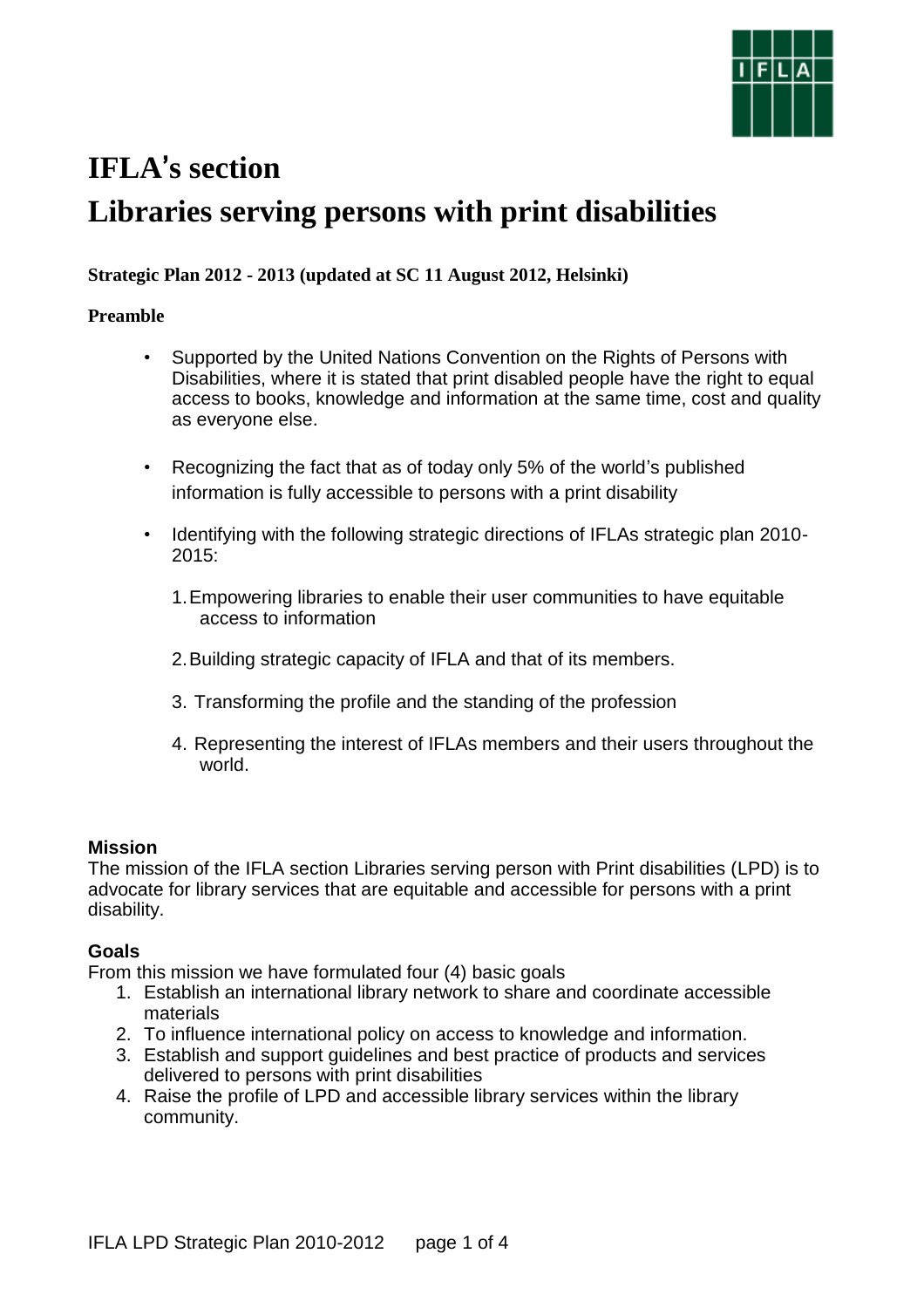# IFLA's section

# Libraries serving persons with print disabilities

**Strategic Plan 2012 - 2013 (updated at SC 11 August 2012, Helsinki)**

**Preamble**

- Supported by the United Nations Convention on the Rights of Persons with Disabilities, where it is stated that print disabled people have the right to equal access to books, knowledge and information at the same time, cost and quality as everyone else.
- Recognizing the fact that as of today only 5% of the world's published information is fully accessible to persons with a print disability
- Identifying with the following strategic directions of IFLAs strategic plan 2010-2015:
  1. Empowering libraries to enable their user communities to have equitable access to information
  2. Building strategic capacity of IFLA and that of its members.
  3. Transforming the profile and the standing of the profession
  4. Representing the interest of IFLAs members and their users throughout the world.

**Mission**

The mission of the IFLA section Libraries serving person with Print disabilities (LPD) is to advocate for library services that are equitable and accessible for persons with a print disability.

**Goals**

From this mission we have formulated four (4) basic goals

1. Establish an international library network to share and coordinate accessible materials
2. To influence international policy on access to knowledge and information.
3. Establish and support guidelines and best practice of products and services delivered to persons with print disabilities
4. Raise the profile of LPD and accessible library services within the library community.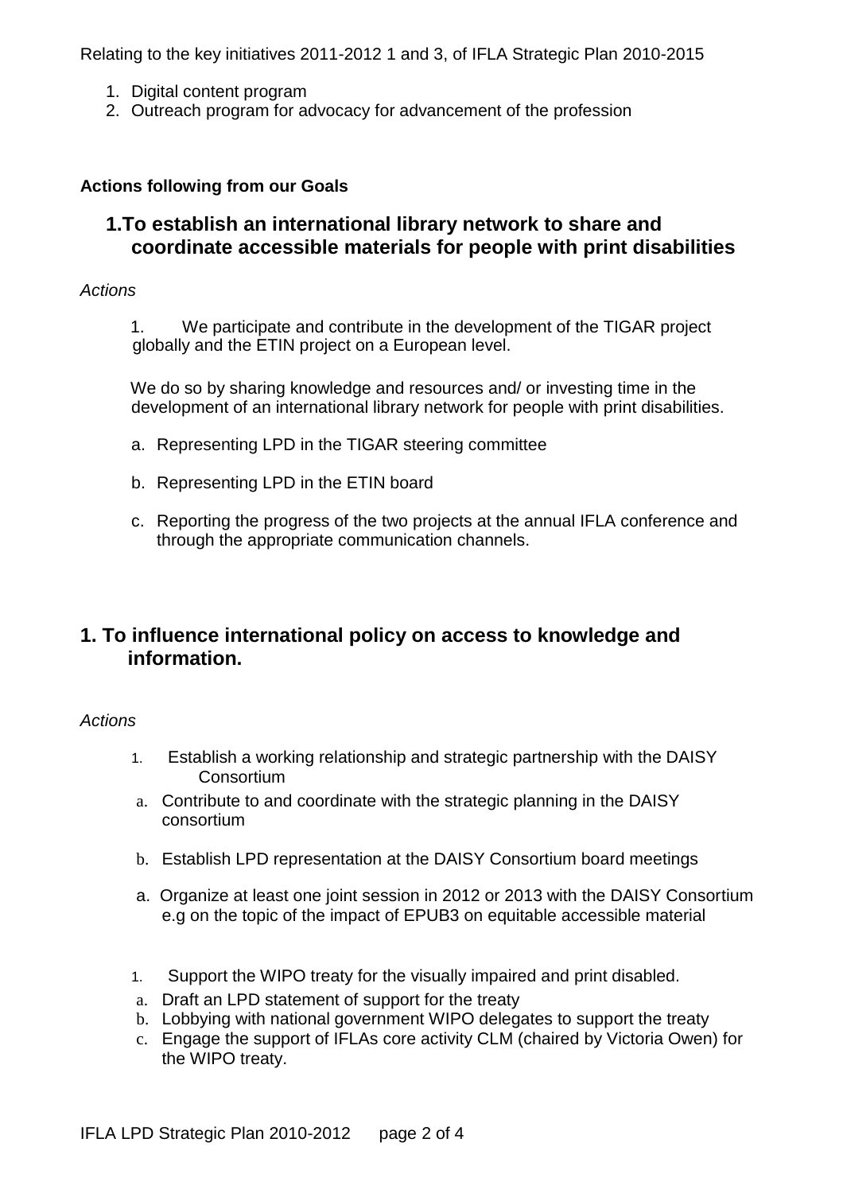Relating to the key initiatives 2011-2012 1 and 3, of IFLA Strategic Plan 2010-2015

1. Digital content program
2. Outreach program for advocacy for advancement of the profession

**Actions following from our Goals**

## 1.To establish an international library network to share and coordinate accessible materials for people with print disabilities

*Actions*

1. We participate and contribute in the development of the TIGAR project globally and the ETIN project on a European level.

We do so by sharing knowledge and resources and/ or investing time in the development of an international library network for people with print disabilities.

a. Representing LPD in the TIGAR steering committee

b. Representing LPD in the ETIN board

c. Reporting the progress of the two projects at the annual IFLA conference and through the appropriate communication channels.

## 1. To influence international policy on access to knowledge and information.

*Actions*

1. Establish a working relationship and strategic partnership with the DAISY Consortium

a. Contribute to and coordinate with the strategic planning in the DAISY consortium

b. Establish LPD representation at the DAISY Consortium board meetings

a. Organize at least one joint session in 2012 or 2013 with the DAISY Consortium e.g on the topic of the impact of EPUB3 on equitable accessible material

1. Support the WIPO treaty for the visually impaired and print disabled.

a. Draft an LPD statement of support for the treaty
b. Lobbying with national government WIPO delegates to support the treaty
c. Engage the support of IFLAs core activity CLM (chaired by Victoria Owen) for the WIPO treaty.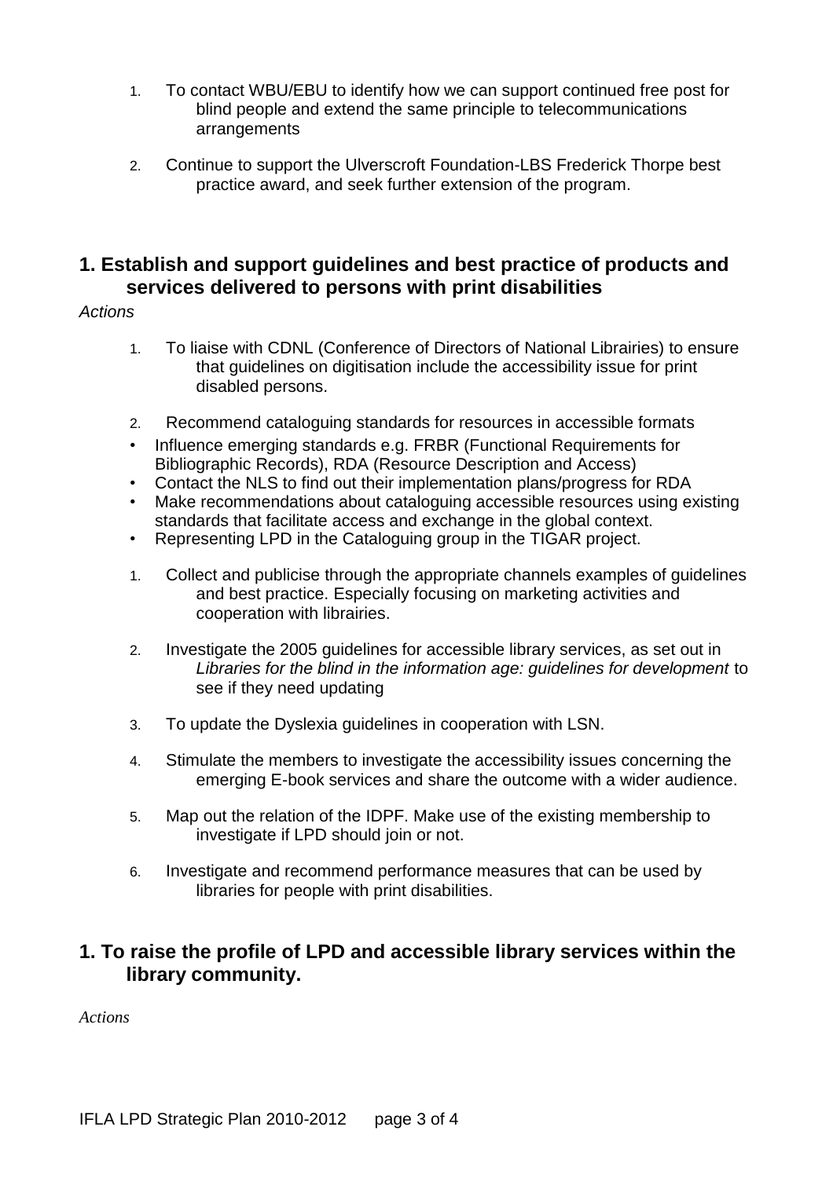1. To contact WBU/EBU to identify how we can support continued free post for blind people and extend the same principle to telecommunications arrangements

2. Continue to support the Ulverscroft Foundation-LBS Frederick Thorpe best practice award, and seek further extension of the program.

## 1. Establish and support guidelines and best practice of products and services delivered to persons with print disabilities

*Actions*

1. To liaise with CDNL (Conference of Directors of National Librairies) to ensure that guidelines on digitisation include the accessibility issue for print disabled persons.

2. Recommend cataloguing standards for resources in accessible formats

- Influence emerging standards e.g. FRBR (Functional Requirements for Bibliographic Records), RDA (Resource Description and Access)
- Contact the NLS to find out their implementation plans/progress for RDA
- Make recommendations about cataloguing accessible resources using existing standards that facilitate access and exchange in the global context.
- Representing LPD in the Cataloguing group in the TIGAR project.

1. Collect and publicise through the appropriate channels examples of guidelines and best practice. Especially focusing on marketing activities and cooperation with librairies.

2. Investigate the 2005 guidelines for accessible library services, as set out in *Libraries for the blind in the information age: guidelines for development* to see if they need updating

3. To update the Dyslexia guidelines in cooperation with LSN.

4. Stimulate the members to investigate the accessibility issues concerning the emerging E-book services and share the outcome with a wider audience.

5. Map out the relation of the IDPF. Make use of the existing membership to investigate if LPD should join or not.

6. Investigate and recommend performance measures that can be used by libraries for people with print disabilities.

## 1. To raise the profile of LPD and accessible library services within the library community.

*Actions*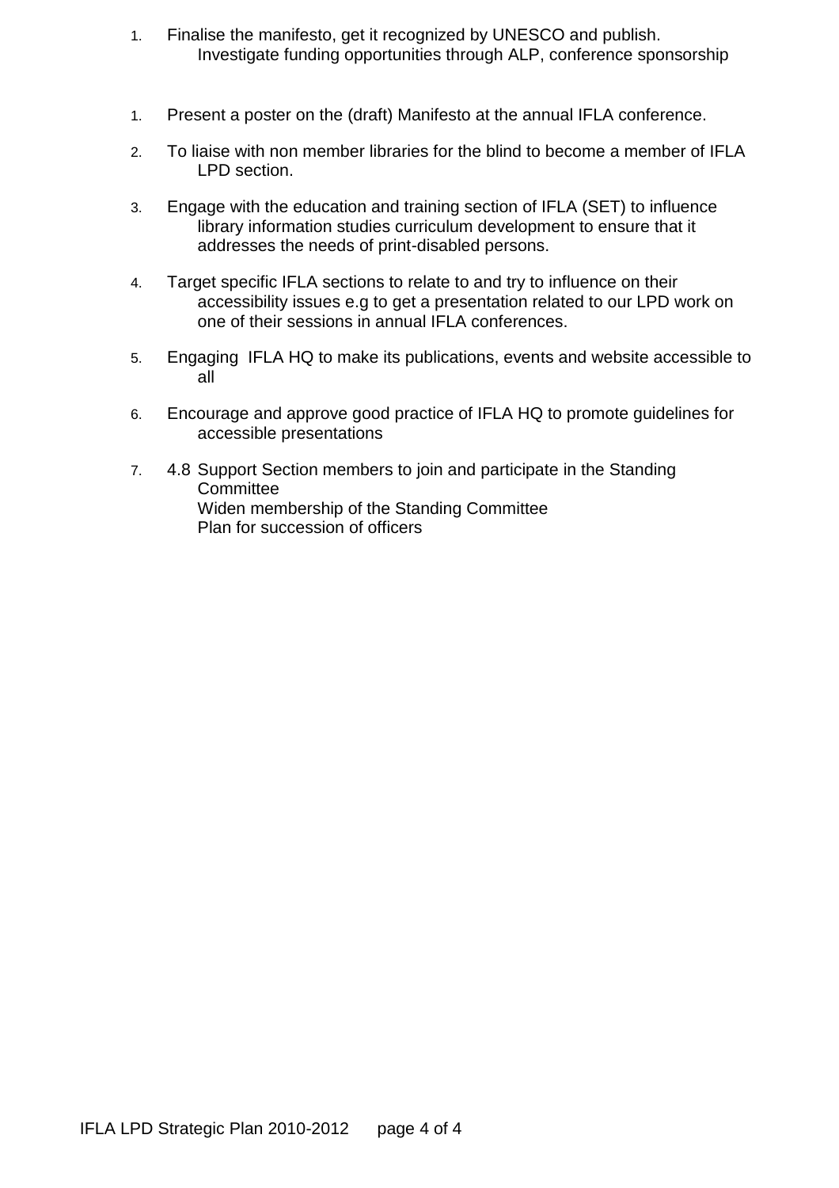1. Finalise the manifesto, get it recognized by UNESCO and publish.
   Investigate funding opportunities through ALP, conference sponsorship

1. Present a poster on the (draft) Manifesto at the annual IFLA conference.
2. To liaise with non member libraries for the blind to become a member of IFLA LPD section.
3. Engage with the education and training section of IFLA (SET) to influence library information studies curriculum development to ensure that it addresses the needs of print-disabled persons.
4. Target specific IFLA sections to relate to and try to influence on their accessibility issues e.g to get a presentation related to our LPD work on one of their sessions in annual IFLA conferences.
5. Engaging IFLA HQ to make its publications, events and website accessible to all
6. Encourage and approve good practice of IFLA HQ to promote guidelines for accessible presentations
7. 4.8 Support Section members to join and participate in the Standing Committee
   Widen membership of the Standing Committee
   Plan for succession of officers